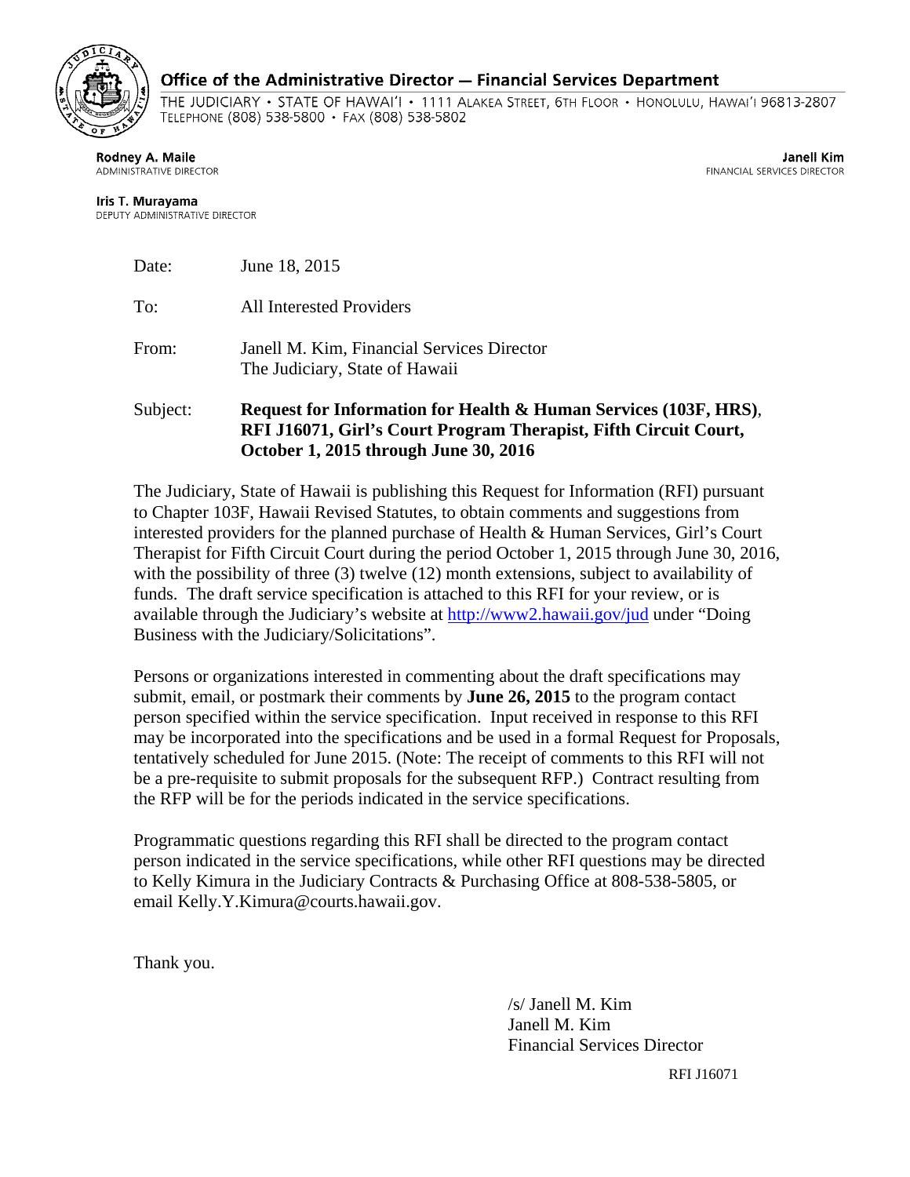# Office of the Administrative Director — Financial Services Department

THE JUDICIARY • STATE OF HAWAI'I • 1111 ALAKEA STREET, 6TH FLOOR • HONOLULU, HAWAI'I 96813-2807
TELEPHONE (808) 538-5800 • FAX (808) 538-5802

**Rodney A. Maile**
ADMINISTRATIVE DIRECTOR

**Janell Kim**
FINANCIAL SERVICES DIRECTOR

**Iris T. Murayama**
DEPUTY ADMINISTRATIVE DIRECTOR

Date: June 18, 2015

To: All Interested Providers

From: Janell M. Kim, Financial Services Director
The Judiciary, State of Hawaii

Subject: **Request for Information for Health & Human Services (103F, HRS)**, **RFI J16071, Girl's Court Program Therapist, Fifth Circuit Court, October 1, 2015 through June 30, 2016**

The Judiciary, State of Hawaii is publishing this Request for Information (RFI) pursuant to Chapter 103F, Hawaii Revised Statutes, to obtain comments and suggestions from interested providers for the planned purchase of Health & Human Services, Girl's Court Therapist for Fifth Circuit Court during the period October 1, 2015 through June 30, 2016, with the possibility of three (3) twelve (12) month extensions, subject to availability of funds. The draft service specification is attached to this RFI for your review, or is available through the Judiciary's website at http://www2.hawaii.gov/jud under "Doing Business with the Judiciary/Solicitations".

Persons or organizations interested in commenting about the draft specifications may submit, email, or postmark their comments by **June 26, 2015** to the program contact person specified within the service specification. Input received in response to this RFI may be incorporated into the specifications and be used in a formal Request for Proposals, tentatively scheduled for June 2015. (Note: The receipt of comments to this RFI will not be a pre-requisite to submit proposals for the subsequent RFP.) Contract resulting from the RFP will be for the periods indicated in the service specifications.

Programmatic questions regarding this RFI shall be directed to the program contact person indicated in the service specifications, while other RFI questions may be directed to Kelly Kimura in the Judiciary Contracts & Purchasing Office at 808-538-5805, or email Kelly.Y.Kimura@courts.hawaii.gov.

Thank you.

/s/ Janell M. Kim
Janell M. Kim
Financial Services Director

RFI J16071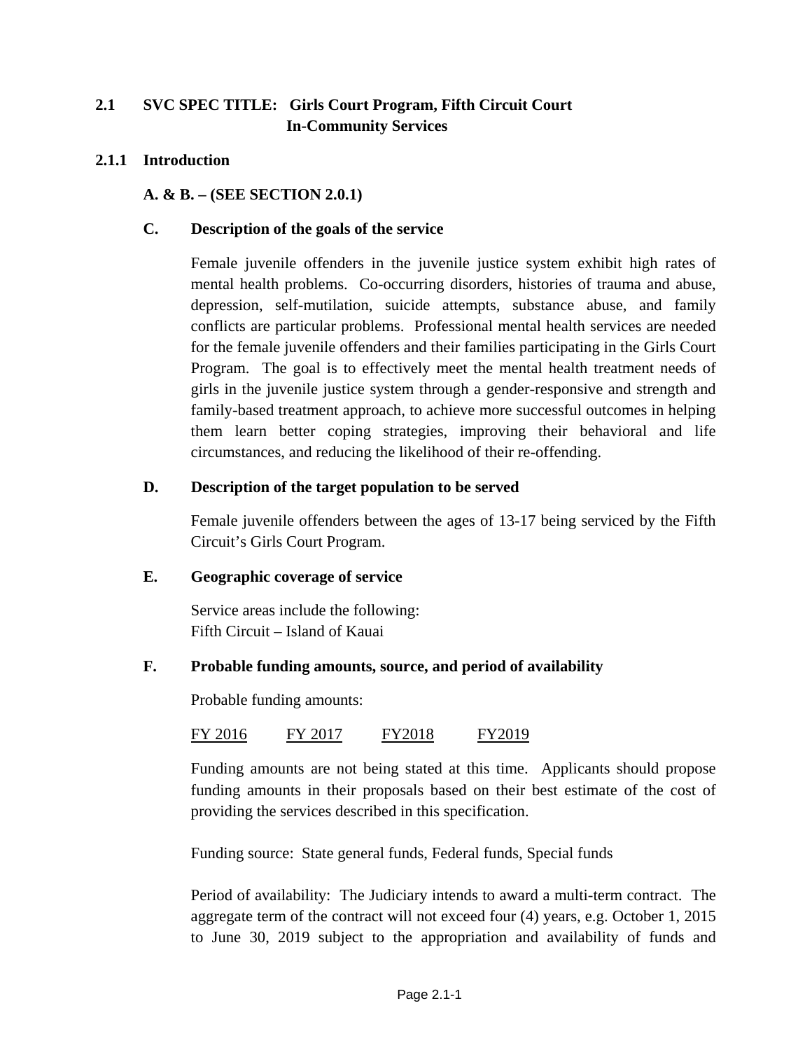## 2.1 SVC SPEC TITLE: Girls Court Program, Fifth Circuit Court In-Community Services

### 2.1.1 Introduction

**A. & B. – (SEE SECTION 2.0.1)**

**C. Description of the goals of the service**

Female juvenile offenders in the juvenile justice system exhibit high rates of mental health problems. Co-occurring disorders, histories of trauma and abuse, depression, self-mutilation, suicide attempts, substance abuse, and family conflicts are particular problems. Professional mental health services are needed for the female juvenile offenders and their families participating in the Girls Court Program. The goal is to effectively meet the mental health treatment needs of girls in the juvenile justice system through a gender-responsive and strength and family-based treatment approach, to achieve more successful outcomes in helping them learn better coping strategies, improving their behavioral and life circumstances, and reducing the likelihood of their re-offending.

**D. Description of the target population to be served**

Female juvenile offenders between the ages of 13-17 being serviced by the Fifth Circuit's Girls Court Program.

**E. Geographic coverage of service**

Service areas include the following:
Fifth Circuit – Island of Kauai

**F. Probable funding amounts, source, and period of availability**

Probable funding amounts:

| FY 2016 | FY 2017 | FY2018 | FY2019 |
|---|---|---|---|

Funding amounts are not being stated at this time. Applicants should propose funding amounts in their proposals based on their best estimate of the cost of providing the services described in this specification.

Funding source: State general funds, Federal funds, Special funds

Period of availability: The Judiciary intends to award a multi-term contract. The aggregate term of the contract will not exceed four (4) years, e.g. October 1, 2015 to June 30, 2019 subject to the appropriation and availability of funds and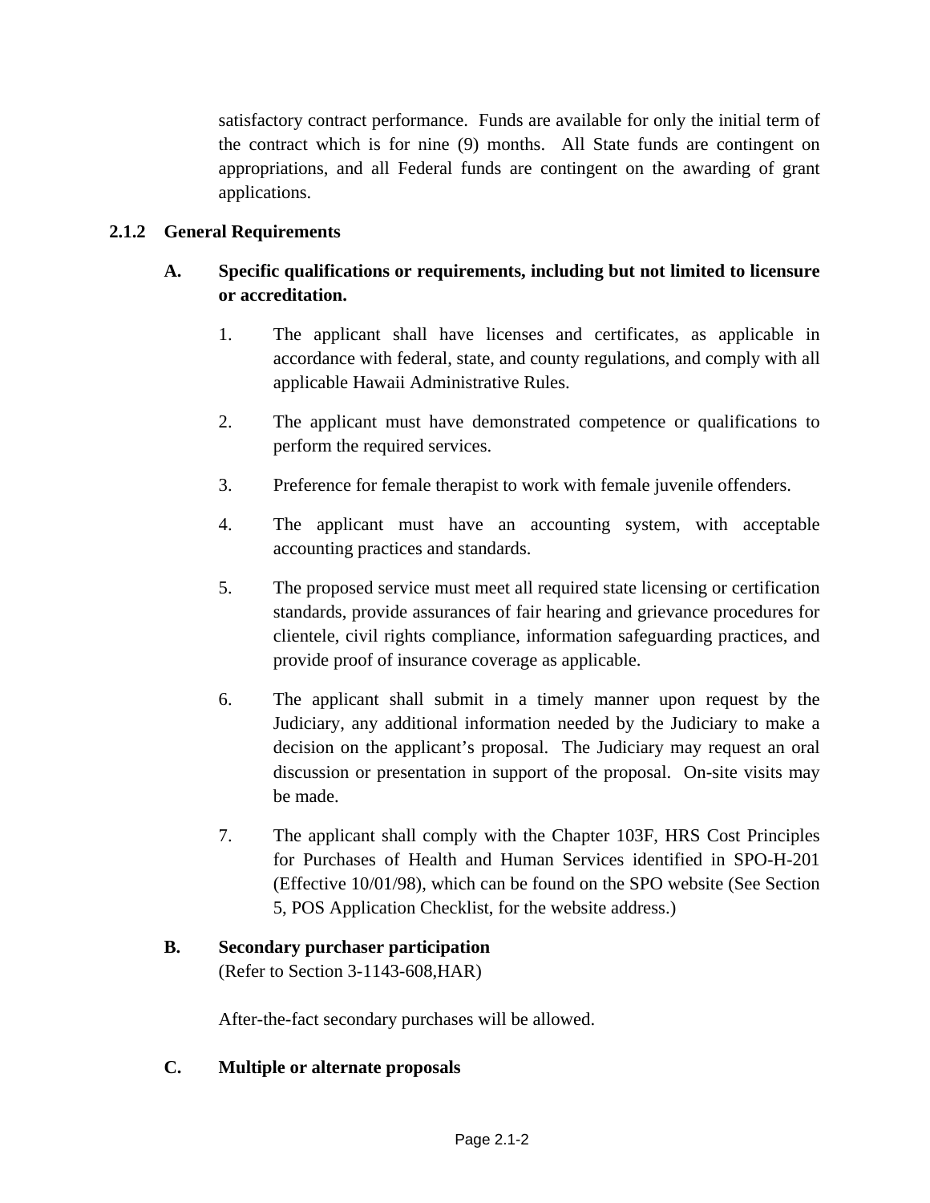satisfactory contract performance. Funds are available for only the initial term of the contract which is for nine (9) months. All State funds are contingent on appropriations, and all Federal funds are contingent on the awarding of grant applications.

### 2.1.2 General Requirements

**A. Specific qualifications or requirements, including but not limited to licensure or accreditation.**

1. The applicant shall have licenses and certificates, as applicable in accordance with federal, state, and county regulations, and comply with all applicable Hawaii Administrative Rules.

2. The applicant must have demonstrated competence or qualifications to perform the required services.

3. Preference for female therapist to work with female juvenile offenders.

4. The applicant must have an accounting system, with acceptable accounting practices and standards.

5. The proposed service must meet all required state licensing or certification standards, provide assurances of fair hearing and grievance procedures for clientele, civil rights compliance, information safeguarding practices, and provide proof of insurance coverage as applicable.

6. The applicant shall submit in a timely manner upon request by the Judiciary, any additional information needed by the Judiciary to make a decision on the applicant's proposal. The Judiciary may request an oral discussion or presentation in support of the proposal. On-site visits may be made.

7. The applicant shall comply with the Chapter 103F, HRS Cost Principles for Purchases of Health and Human Services identified in SPO-H-201 (Effective 10/01/98), which can be found on the SPO website (See Section 5, POS Application Checklist, for the website address.)

**B. Secondary purchaser participation**
(Refer to Section 3-1143-608,HAR)

After-the-fact secondary purchases will be allowed.

**C. Multiple or alternate proposals**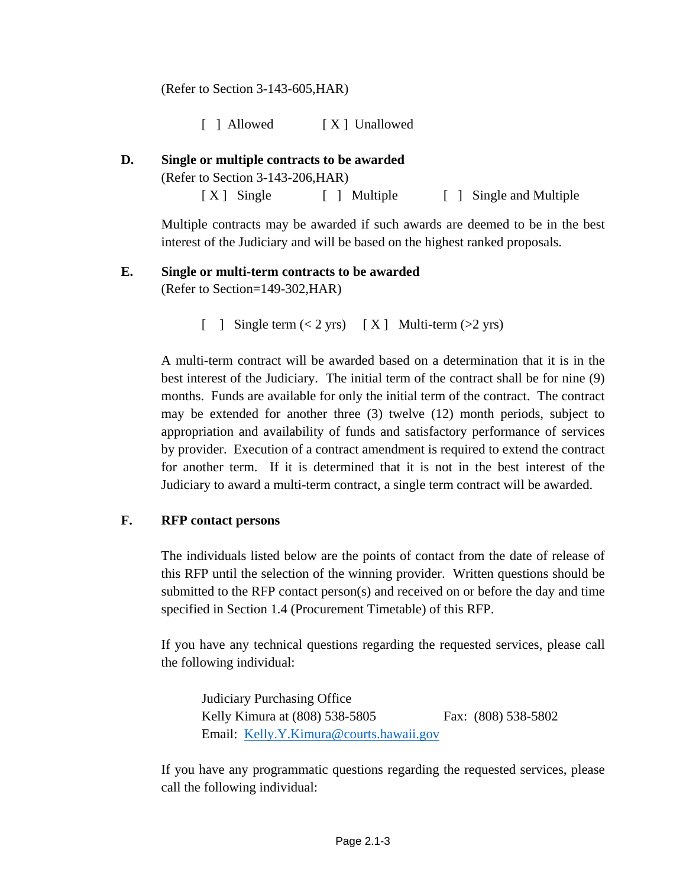(Refer to Section 3-143-605,HAR)

[ ] Allowed [ X ] Unallowed

**D. Single or multiple contracts to be awarded**

(Refer to Section 3-143-206,HAR)

[ X ] Single [ ] Multiple [ ] Single and Multiple

Multiple contracts may be awarded if such awards are deemed to be in the best interest of the Judiciary and will be based on the highest ranked proposals.

**E. Single or multi-term contracts to be awarded**

(Refer to Section=149-302,HAR)

[ ] Single term (< 2 yrs) [ X ] Multi-term (>2 yrs)

A multi-term contract will be awarded based on a determination that it is in the best interest of the Judiciary. The initial term of the contract shall be for nine (9) months. Funds are available for only the initial term of the contract. The contract may be extended for another three (3) twelve (12) month periods, subject to appropriation and availability of funds and satisfactory performance of services by provider. Execution of a contract amendment is required to extend the contract for another term. If it is determined that it is not in the best interest of the Judiciary to award a multi-term contract, a single term contract will be awarded.

**F. RFP contact persons**

The individuals listed below are the points of contact from the date of release of this RFP until the selection of the winning provider. Written questions should be submitted to the RFP contact person(s) and received on or before the day and time specified in Section 1.4 (Procurement Timetable) of this RFP.

If you have any technical questions regarding the requested services, please call the following individual:

Judiciary Purchasing Office
Kelly Kimura at (808) 538-5805 Fax: (808) 538-5802
Email: [Kelly.Y.Kimura@courts.hawaii.gov](mailto:Kelly.Y.Kimura@courts.hawaii.gov)

If you have any programmatic questions regarding the requested services, please call the following individual: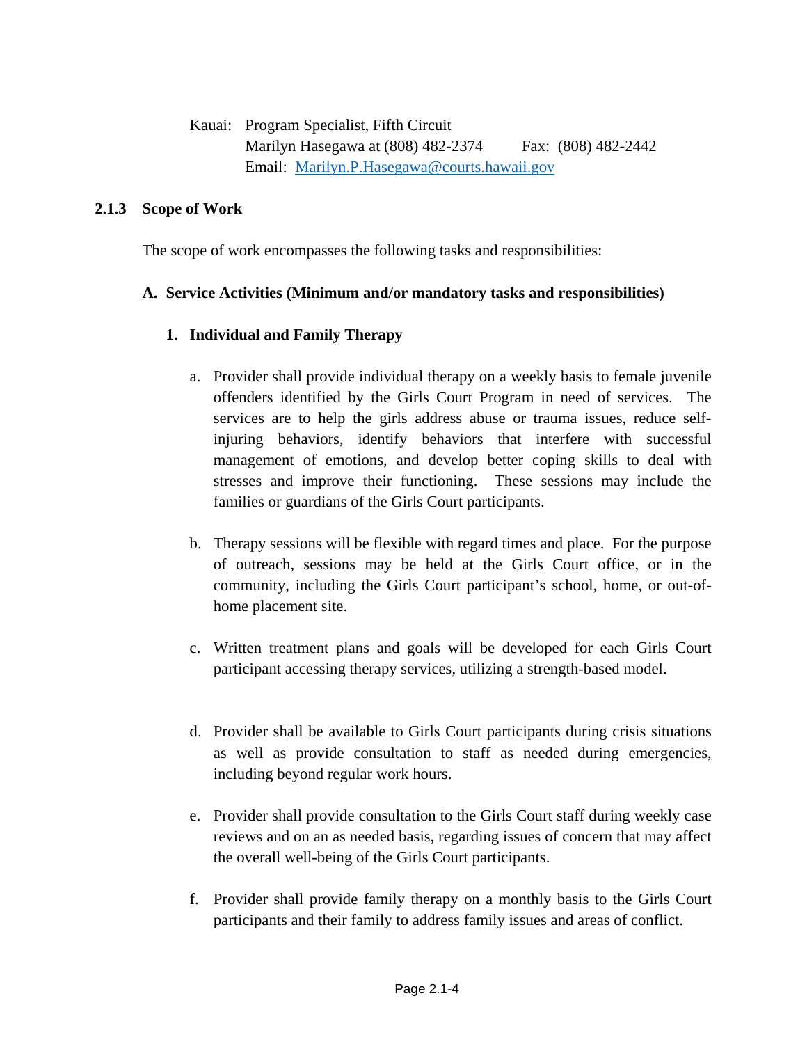Kauai: Program Specialist, Fifth Circuit
Marilyn Hasegawa at (808) 482-2374 Fax: (808) 482-2442
Email: Marilyn.P.Hasegawa@courts.hawaii.gov

### 2.1.3 Scope of Work

The scope of work encompasses the following tasks and responsibilities:

**A. Service Activities (Minimum and/or mandatory tasks and responsibilities)**

**1. Individual and Family Therapy**

a. Provider shall provide individual therapy on a weekly basis to female juvenile offenders identified by the Girls Court Program in need of services. The services are to help the girls address abuse or trauma issues, reduce self-injuring behaviors, identify behaviors that interfere with successful management of emotions, and develop better coping skills to deal with stresses and improve their functioning. These sessions may include the families or guardians of the Girls Court participants.

b. Therapy sessions will be flexible with regard times and place. For the purpose of outreach, sessions may be held at the Girls Court office, or in the community, including the Girls Court participant's school, home, or out-of-home placement site.

c. Written treatment plans and goals will be developed for each Girls Court participant accessing therapy services, utilizing a strength-based model.

d. Provider shall be available to Girls Court participants during crisis situations as well as provide consultation to staff as needed during emergencies, including beyond regular work hours.

e. Provider shall provide consultation to the Girls Court staff during weekly case reviews and on an as needed basis, regarding issues of concern that may affect the overall well-being of the Girls Court participants.

f. Provider shall provide family therapy on a monthly basis to the Girls Court participants and their family to address family issues and areas of conflict.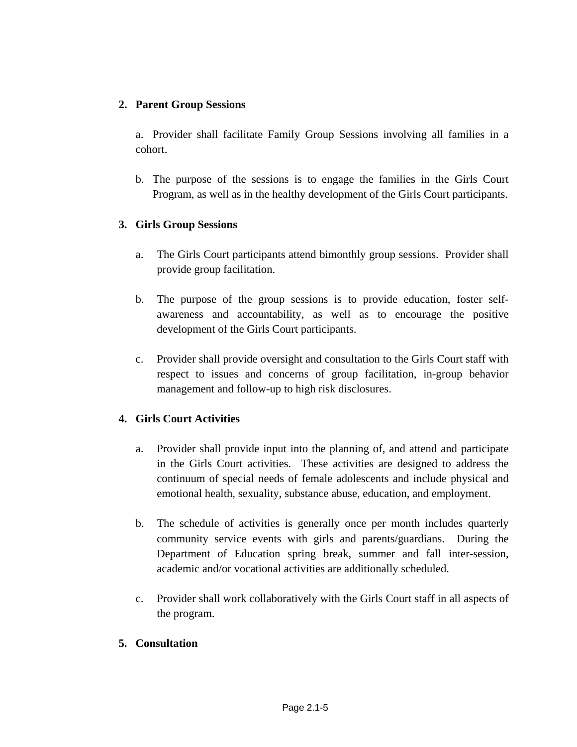2. **Parent Group Sessions**

   a. Provider shall facilitate Family Group Sessions involving all families in a cohort.

   b. The purpose of the sessions is to engage the families in the Girls Court Program, as well as in the healthy development of the Girls Court participants.

3. **Girls Group Sessions**

   a. The Girls Court participants attend bimonthly group sessions. Provider shall provide group facilitation.

   b. The purpose of the group sessions is to provide education, foster self-awareness and accountability, as well as to encourage the positive development of the Girls Court participants.

   c. Provider shall provide oversight and consultation to the Girls Court staff with respect to issues and concerns of group facilitation, in-group behavior management and follow-up to high risk disclosures.

4. **Girls Court Activities**

   a. Provider shall provide input into the planning of, and attend and participate in the Girls Court activities. These activities are designed to address the continuum of special needs of female adolescents and include physical and emotional health, sexuality, substance abuse, education, and employment.

   b. The schedule of activities is generally once per month includes quarterly community service events with girls and parents/guardians. During the Department of Education spring break, summer and fall inter-session, academic and/or vocational activities are additionally scheduled.

   c. Provider shall work collaboratively with the Girls Court staff in all aspects of the program.

5. **Consultation**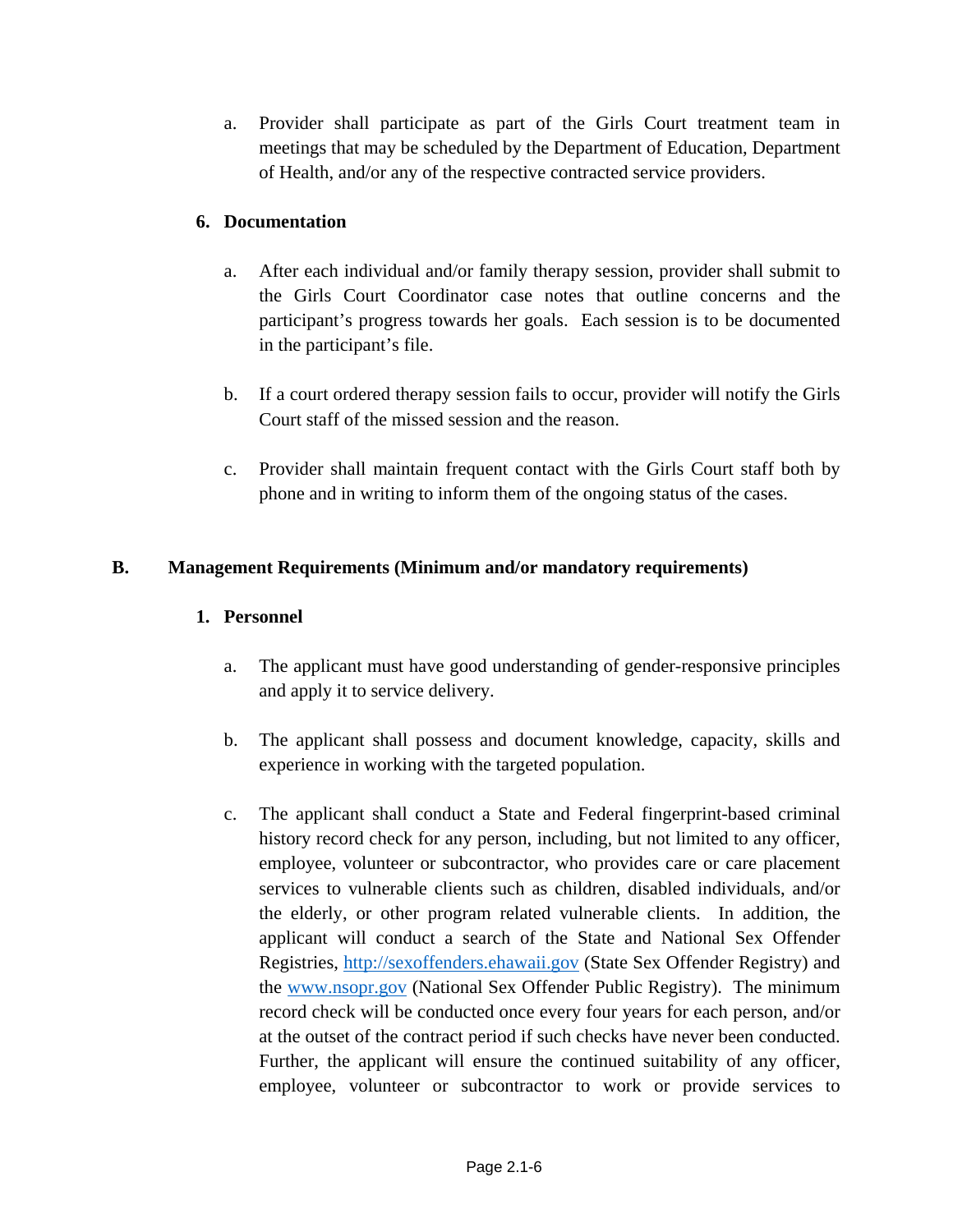a. Provider shall participate as part of the Girls Court treatment team in meetings that may be scheduled by the Department of Education, Department of Health, and/or any of the respective contracted service providers.

### 6. Documentation

a. After each individual and/or family therapy session, provider shall submit to the Girls Court Coordinator case notes that outline concerns and the participant's progress towards her goals. Each session is to be documented in the participant's file.

b. If a court ordered therapy session fails to occur, provider will notify the Girls Court staff of the missed session and the reason.

c. Provider shall maintain frequent contact with the Girls Court staff both by phone and in writing to inform them of the ongoing status of the cases.

## B. Management Requirements (Minimum and/or mandatory requirements)

### 1. Personnel

a. The applicant must have good understanding of gender-responsive principles and apply it to service delivery.

b. The applicant shall possess and document knowledge, capacity, skills and experience in working with the targeted population.

c. The applicant shall conduct a State and Federal fingerprint-based criminal history record check for any person, including, but not limited to any officer, employee, volunteer or subcontractor, who provides care or care placement services to vulnerable clients such as children, disabled individuals, and/or the elderly, or other program related vulnerable clients. In addition, the applicant will conduct a search of the State and National Sex Offender Registries, [http://sexoffenders.ehawaii.gov](http://sexoffenders.ehawaii.gov) (State Sex Offender Registry) and the [www.nsopr.gov](http://www.nsopr.gov) (National Sex Offender Public Registry). The minimum record check will be conducted once every four years for each person, and/or at the outset of the contract period if such checks have never been conducted. Further, the applicant will ensure the continued suitability of any officer, employee, volunteer or subcontractor to work or provide services to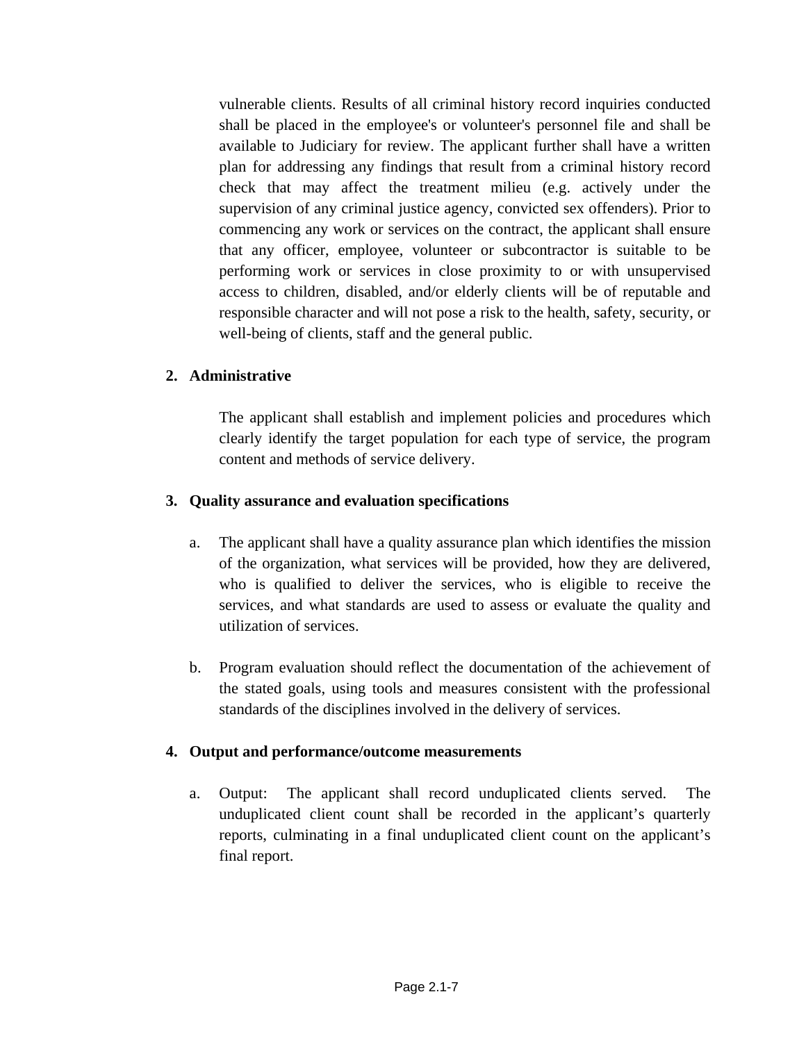vulnerable clients. Results of all criminal history record inquiries conducted shall be placed in the employee's or volunteer's personnel file and shall be available to Judiciary for review. The applicant further shall have a written plan for addressing any findings that result from a criminal history record check that may affect the treatment milieu (e.g. actively under the supervision of any criminal justice agency, convicted sex offenders). Prior to commencing any work or services on the contract, the applicant shall ensure that any officer, employee, volunteer or subcontractor is suitable to be performing work or services in close proximity to or with unsupervised access to children, disabled, and/or elderly clients will be of reputable and responsible character and will not pose a risk to the health, safety, security, or well-being of clients, staff and the general public.

**2. Administrative**

The applicant shall establish and implement policies and procedures which clearly identify the target population for each type of service, the program content and methods of service delivery.

**3. Quality assurance and evaluation specifications**

a. The applicant shall have a quality assurance plan which identifies the mission of the organization, what services will be provided, how they are delivered, who is qualified to deliver the services, who is eligible to receive the services, and what standards are used to assess or evaluate the quality and utilization of services.

b. Program evaluation should reflect the documentation of the achievement of the stated goals, using tools and measures consistent with the professional standards of the disciplines involved in the delivery of services.

**4. Output and performance/outcome measurements**

a. Output: The applicant shall record unduplicated clients served. The unduplicated client count shall be recorded in the applicant's quarterly reports, culminating in a final unduplicated client count on the applicant's final report.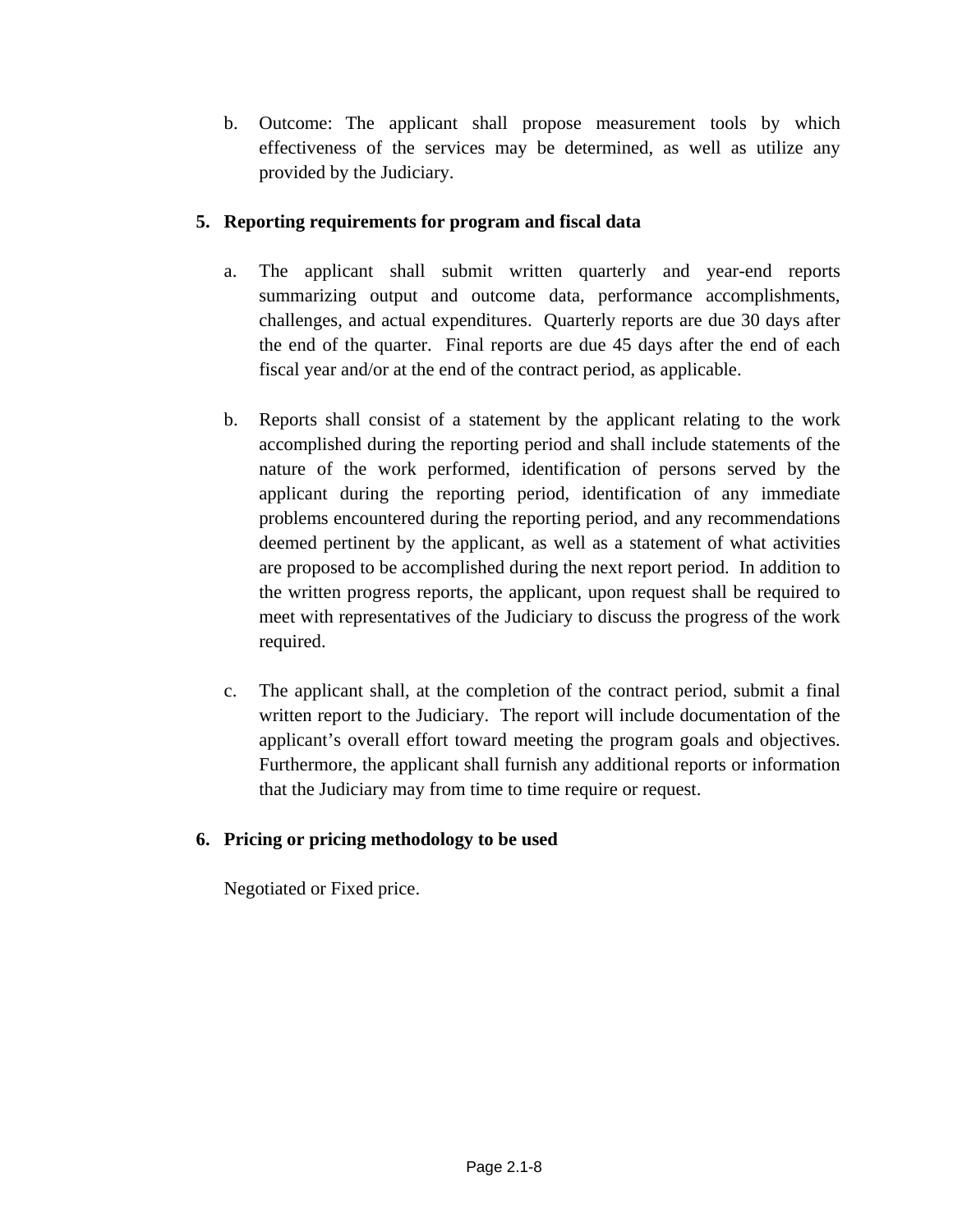b. Outcome: The applicant shall propose measurement tools by which effectiveness of the services may be determined, as well as utilize any provided by the Judiciary.

5. **Reporting requirements for program and fiscal data**

   a. The applicant shall submit written quarterly and year-end reports summarizing output and outcome data, performance accomplishments, challenges, and actual expenditures. Quarterly reports are due 30 days after the end of the quarter. Final reports are due 45 days after the end of each fiscal year and/or at the end of the contract period, as applicable.

   b. Reports shall consist of a statement by the applicant relating to the work accomplished during the reporting period and shall include statements of the nature of the work performed, identification of persons served by the applicant during the reporting period, identification of any immediate problems encountered during the reporting period, and any recommendations deemed pertinent by the applicant, as well as a statement of what activities are proposed to be accomplished during the next report period. In addition to the written progress reports, the applicant, upon request shall be required to meet with representatives of the Judiciary to discuss the progress of the work required.

   c. The applicant shall, at the completion of the contract period, submit a final written report to the Judiciary. The report will include documentation of the applicant's overall effort toward meeting the program goals and objectives. Furthermore, the applicant shall furnish any additional reports or information that the Judiciary may from time to time require or request.

6. **Pricing or pricing methodology to be used**

   Negotiated or Fixed price.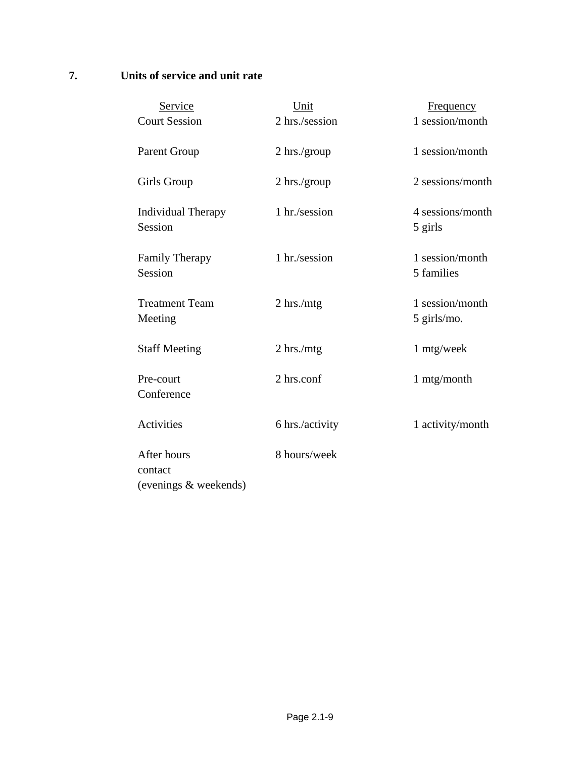## 7. Units of service and unit rate

| Service | Unit | Frequency |
|---|---|---|
| Court Session | 2 hrs./session | 1 session/month |
| Parent Group | 2 hrs./group | 1 session/month |
| Girls Group | 2 hrs./group | 2 sessions/month |
| Individual Therapy Session | 1 hr./session | 4 sessions/month 5 girls |
| Family Therapy Session | 1 hr./session | 1 session/month 5 families |
| Treatment Team Meeting | 2 hrs./mtg | 1 session/month 5 girls/mo. |
| Staff Meeting | 2 hrs./mtg | 1 mtg/week |
| Pre-court Conference | 2 hrs.conf | 1 mtg/month |
| Activities | 6 hrs./activity | 1 activity/month |
| After hours contact (evenings & weekends) | 8 hours/week | |